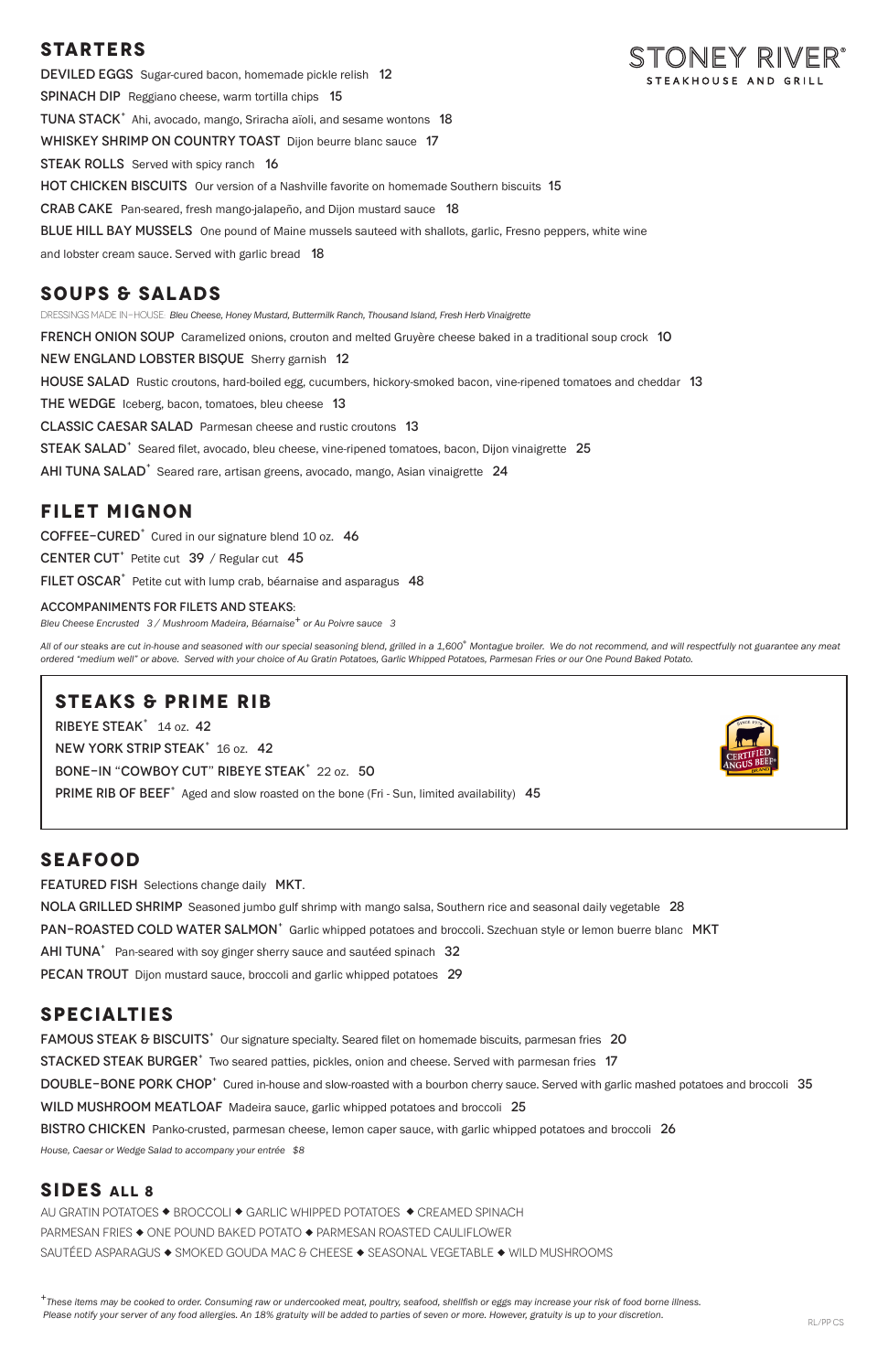# STONEY RIVER®
STEAKHOUSE AND GRILL

## STARTERS

DEVILED EGGS Sugar-cured bacon, homemade pickle relish 12

SPINACH DIP Reggiano cheese, warm tortilla chips 15

TUNA STACK+ Ahi, avocado, mango, Sriracha aïoli, and sesame wontons 18

WHISKEY SHRIMP ON COUNTRY TOAST Dijon beurre blanc sauce 17

STEAK ROLLS Served with spicy ranch 16

HOT CHICKEN BISCUITS Our version of a Nashville favorite on homemade Southern biscuits 15

CRAB CAKE Pan-seared, fresh mango-jalapeño, and Dijon mustard sauce 18

BLUE HILL BAY MUSSELS One pound of Maine mussels sauteed with shallots, garlic, Fresno peppers, white wine and lobster cream sauce. Served with garlic bread 18

## SOUPS & SALADS

DRESSINGS MADE IN-HOUSE: *Bleu Cheese, Honey Mustard, Buttermilk Ranch, Thousand Island, Fresh Herb Vinaigrette*

FRENCH ONION SOUP Caramelized onions, crouton and melted Gruyère cheese baked in a traditional soup crock 10

NEW ENGLAND LOBSTER BISQUE Sherry garnish 12

HOUSE SALAD Rustic croutons, hard-boiled egg, cucumbers, hickory-smoked bacon, vine-ripened tomatoes and cheddar 13

THE WEDGE Iceberg, bacon, tomatoes, bleu cheese 13

CLASSIC CAESAR SALAD Parmesan cheese and rustic croutons 13

STEAK SALAD+ Seared filet, avocado, bleu cheese, vine-ripened tomatoes, bacon, Dijon vinaigrette 25

AHI TUNA SALAD+ Seared rare, artisan greens, avocado, mango, Asian vinaigrette 24

## FILET MIGNON

COFFEE-CURED+ Cured in our signature blend 10 oz. 46

CENTER CUT+ Petite cut 39 / Regular cut 45

FILET OSCAR+ Petite cut with lump crab, béarnaise and asparagus 48

ACCOMPANIMENTS FOR FILETS AND STEAKS:
*Bleu Cheese Encrusted 3 / Mushroom Madeira, Béarnaise+ or Au Poivre sauce 3*

*All of our steaks are cut in-house and seasoned with our special seasoning blend, grilled in a 1,600° Montague broiler. We do not recommend, and will respectfully not guarantee any meat ordered "medium well" or above. Served with your choice of Au Gratin Potatoes, Garlic Whipped Potatoes, Parmesan Fries or our One Pound Baked Potato.*

## STEAKS & PRIME RIB

RIBEYE STEAK+ 14 oz. 42

NEW YORK STRIP STEAK+ 16 oz. 42

BONE-IN "COWBOY CUT" RIBEYE STEAK+ 22 oz. 50

PRIME RIB OF BEEF+ Aged and slow roasted on the bone (Fri - Sun, limited availability) 45

CERTIFIED ANGUS BEEF® BRAND

## SEAFOOD

FEATURED FISH Selections change daily MKT.

NOLA GRILLED SHRIMP Seasoned jumbo gulf shrimp with mango salsa, Southern rice and seasonal daily vegetable 28

PAN-ROASTED COLD WATER SALMON+ Garlic whipped potatoes and broccoli. Szechuan style or lemon buerre blanc MKT

AHI TUNA+ Pan-seared with soy ginger sherry sauce and sautéed spinach 32

PECAN TROUT Dijon mustard sauce, broccoli and garlic whipped potatoes 29

## SPECIALTIES

FAMOUS STEAK & BISCUITS+ Our signature specialty. Seared filet on homemade biscuits, parmesan fries 20

STACKED STEAK BURGER+ Two seared patties, pickles, onion and cheese. Served with parmesan fries 17

DOUBLE-BONE PORK CHOP+ Cured in-house and slow-roasted with a bourbon cherry sauce. Served with garlic mashed potatoes and broccoli 35

WILD MUSHROOM MEATLOAF Madeira sauce, garlic whipped potatoes and broccoli 25

BISTRO CHICKEN Panko-crusted, parmesan cheese, lemon caper sauce, with garlic whipped potatoes and broccoli 26

*House, Caesar or Wedge Salad to accompany your entrée $8*

## SIDES ALL 8

AU GRATIN POTATOES ◆ BROCCOLI ◆ GARLIC WHIPPED POTATOES ◆ CREAMED SPINACH
PARMESAN FRIES ◆ ONE POUND BAKED POTATO ◆ PARMESAN ROASTED CAULIFLOWER
SAUTÉED ASPARAGUS ◆ SMOKED GOUDA MAC & CHEESE ◆ SEASONAL VEGETABLE ◆ WILD MUSHROOMS

*+These items may be cooked to order. Consuming raw or undercooked meat, poultry, seafood, shellfish or eggs may increase your risk of food borne illness. Please notify your server of any food allergies. An 18% gratuity will be added to parties of seven or more. However, gratuity is up to your discretion.*

RL/PP CS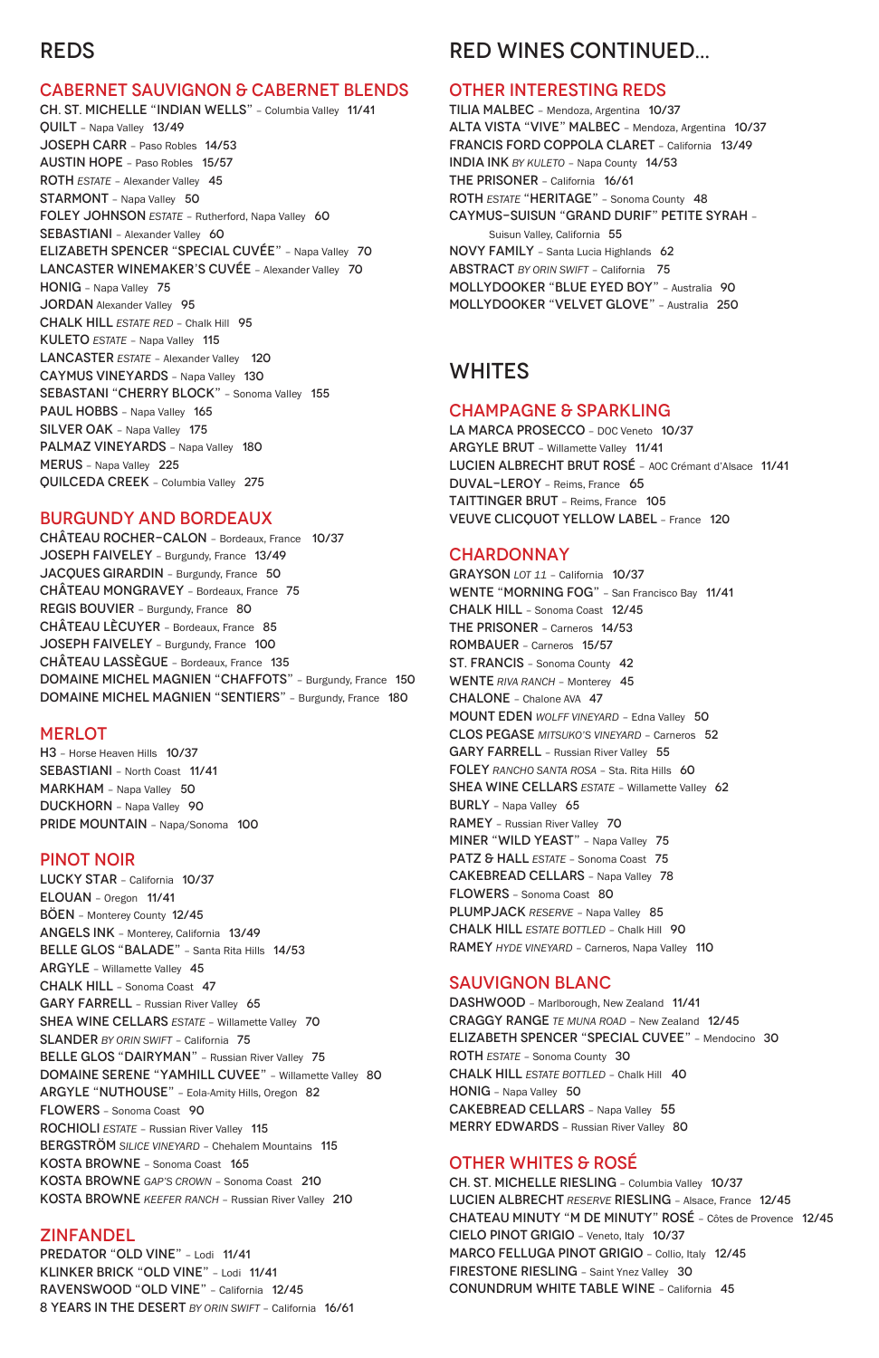# REDS

## CABERNET SAUVIGNON & CABERNET BLENDS

CH. ST. MICHELLE "INDIAN WELLS" – Columbia Valley 11/41
QUILT – Napa Valley 13/49
JOSEPH CARR – Paso Robles 14/53
AUSTIN HOPE – Paso Robles 15/57
ROTH *ESTATE* – Alexander Valley 45
STARMONT – Napa Valley 50
FOLEY JOHNSON *ESTATE* – Rutherford, Napa Valley 60
SEBASTIANI – Alexander Valley 60
ELIZABETH SPENCER "SPECIAL CUVÉE" – Napa Valley 70
LANCASTER WINEMAKER'S CUVÉE – Alexander Valley 70
HONIG – Napa Valley 75
JORDAN Alexander Valley 95
CHALK HILL *ESTATE RED* – Chalk Hill 95
KULETO *ESTATE* – Napa Valley 115
LANCASTER *ESTATE* – Alexander Valley 120
CAYMUS VINEYARDS – Napa Valley 130
SEBASTANI "CHERRY BLOCK" – Sonoma Valley 155
PAUL HOBBS – Napa Valley 165
SILVER OAK – Napa Valley 175
PALMAZ VINEYARDS – Napa Valley 180
MERUS – Napa Valley 225
QUILCEDA CREEK – Columbia Valley 275

## BURGUNDY AND BORDEAUX

CHÂTEAU ROCHER-CALON – Bordeaux, France 10/37
JOSEPH FAIVELEY – Burgundy, France 13/49
JACQUES GIRARDIN – Burgundy, France 50
CHÂTEAU MONGRAVEY – Bordeaux, France 75
REGIS BOUVIER – Burgundy, France 80
CHÂTEAU LÈCUYER – Bordeaux, France 85
JOSEPH FAIVELEY – Burgundy, France 100
CHÂTEAU LASSÈGUE – Bordeaux, France 135
DOMAINE MICHEL MAGNIEN "CHAFFOTS" – Burgundy, France 150
DOMAINE MICHEL MAGNIEN "SENTIERS" – Burgundy, France 180

## MERLOT

H3 – Horse Heaven Hills 10/37
SEBASTIANI – North Coast 11/41
MARKHAM – Napa Valley 50
DUCKHORN – Napa Valley 90
PRIDE MOUNTAIN – Napa/Sonoma 100

## PINOT NOIR

LUCKY STAR – California 10/37
ELOUAN – Oregon 11/41
BÖEN – Monterey County 12/45
ANGELS INK – Monterey, California 13/49
BELLE GLOS "BALADE" – Santa Rita Hills 14/53
ARGYLE – Willamette Valley 45
CHALK HILL – Sonoma Coast 47
GARY FARRELL – Russian River Valley 65
SHEA WINE CELLARS *ESTATE* – Willamette Valley 70
SLANDER *BY ORIN SWIFT* – California 75
BELLE GLOS "DAIRYMAN" – Russian River Valley 75
DOMAINE SERENE "YAMHILL CUVEE" – Willamette Valley 80
ARGYLE "NUTHOUSE" – Eola-Amity Hills, Oregon 82
FLOWERS – Sonoma Coast 90
ROCHIOLI *ESTATE* – Russian River Valley 115
BERGSTRÖM *SILICE VINEYARD* – Chehalem Mountains 115
KOSTA BROWNE – Sonoma Coast 165
KOSTA BROWNE *GAP'S CROWN* – Sonoma Coast 210
KOSTA BROWNE *KEEFER RANCH* – Russian River Valley 210

## ZINFANDEL

PREDATOR "OLD VINE" – Lodi 11/41
KLINKER BRICK "OLD VINE" – Lodi 11/41
RAVENSWOOD "OLD VINE" – California 12/45
8 YEARS IN THE DESERT *BY ORIN SWIFT* – California 16/61

# RED WINES CONTINUED...

## OTHER INTERESTING REDS

TILIA MALBEC – Mendoza, Argentina 10/37
ALTA VISTA "VIVE" MALBEC – Mendoza, Argentina 10/37
FRANCIS FORD COPPOLA CLARET – California 13/49
INDIA INK *BY KULETO* – Napa County 14/53
THE PRISONER – California 16/61
ROTH *ESTATE* "HERITAGE" – Sonoma County 48
CAYMUS-SUISUN "GRAND DURIF" PETITE SYRAH – Suisun Valley, California 55
NOVY FAMILY – Santa Lucia Highlands 62
ABSTRACT *BY ORIN SWIFT* – California 75
MOLLYDOOKER "BLUE EYED BOY" – Australia 90
MOLLYDOOKER "VELVET GLOVE" – Australia 250

# WHITES

## CHAMPAGNE & SPARKLING

LA MARCA PROSECCO – DOC Veneto 10/37
ARGYLE BRUT – Willamette Valley 11/41
LUCIEN ALBRECHT BRUT ROSÉ – AOC Crémant d'Alsace 11/41
DUVAL-LEROY – Reims, France 65
TAITTINGER BRUT – Reims, France 105
VEUVE CLICQUOT YELLOW LABEL – France 120

## CHARDONNAY

GRAYSON *LOT 11* – California 10/37
WENTE "MORNING FOG" – San Francisco Bay 11/41
CHALK HILL – Sonoma Coast 12/45
THE PRISONER – Carneros 14/53
ROMBAUER – Carneros 15/57
ST. FRANCIS – Sonoma County 42
WENTE *RIVA RANCH* – Monterey 45
CHALONE – Chalone AVA 47
MOUNT EDEN *WOLFF VINEYARD* – Edna Valley 50
CLOS PEGASE *MITSUKO'S VINEYARD* – Carneros 52
GARY FARRELL – Russian River Valley 55
FOLEY *RANCHO SANTA ROSA* – Sta. Rita Hills 60
SHEA WINE CELLARS *ESTATE* – Willamette Valley 62
BURLY – Napa Valley 65
RAMEY – Russian River Valley 70
MINER "WILD YEAST" – Napa Valley 75
PATZ & HALL *ESTATE* – Sonoma Coast 75
CAKEBREAD CELLARS – Napa Valley 78
FLOWERS – Sonoma Coast 80
PLUMPJACK *RESERVE* – Napa Valley 85
CHALK HILL *ESTATE BOTTLED* – Chalk Hill 90
RAMEY *HYDE VINEYARD* – Carneros, Napa Valley 110

## SAUVIGNON BLANC

DASHWOOD – Marlborough, New Zealand 11/41
CRAGGY RANGE *TE MUNA ROAD* – New Zealand 12/45
ELIZABETH SPENCER "SPECIAL CUVEE" – Mendocino 30
ROTH *ESTATE* – Sonoma County 30
CHALK HILL *ESTATE BOTTLED* – Chalk Hill 40
HONIG – Napa Valley 50
CAKEBREAD CELLARS – Napa Valley 55
MERRY EDWARDS – Russian River Valley 80

## OTHER WHITES & ROSÉ

CH. ST. MICHELLE RIESLING – Columbia Valley 10/37
LUCIEN ALBRECHT *RESERVE* RIESLING – Alsace, France 12/45
CHATEAU MINUTY "M DE MINUTY" ROSÉ – Côtes de Provence 12/45
CIELO PINOT GRIGIO – Veneto, Italy 10/37
MARCO FELLUGA PINOT GRIGIO – Collio, Italy 12/45
FIRESTONE RIESLING – Saint Ynez Valley 30
CONUNDRUM WHITE TABLE WINE – California 45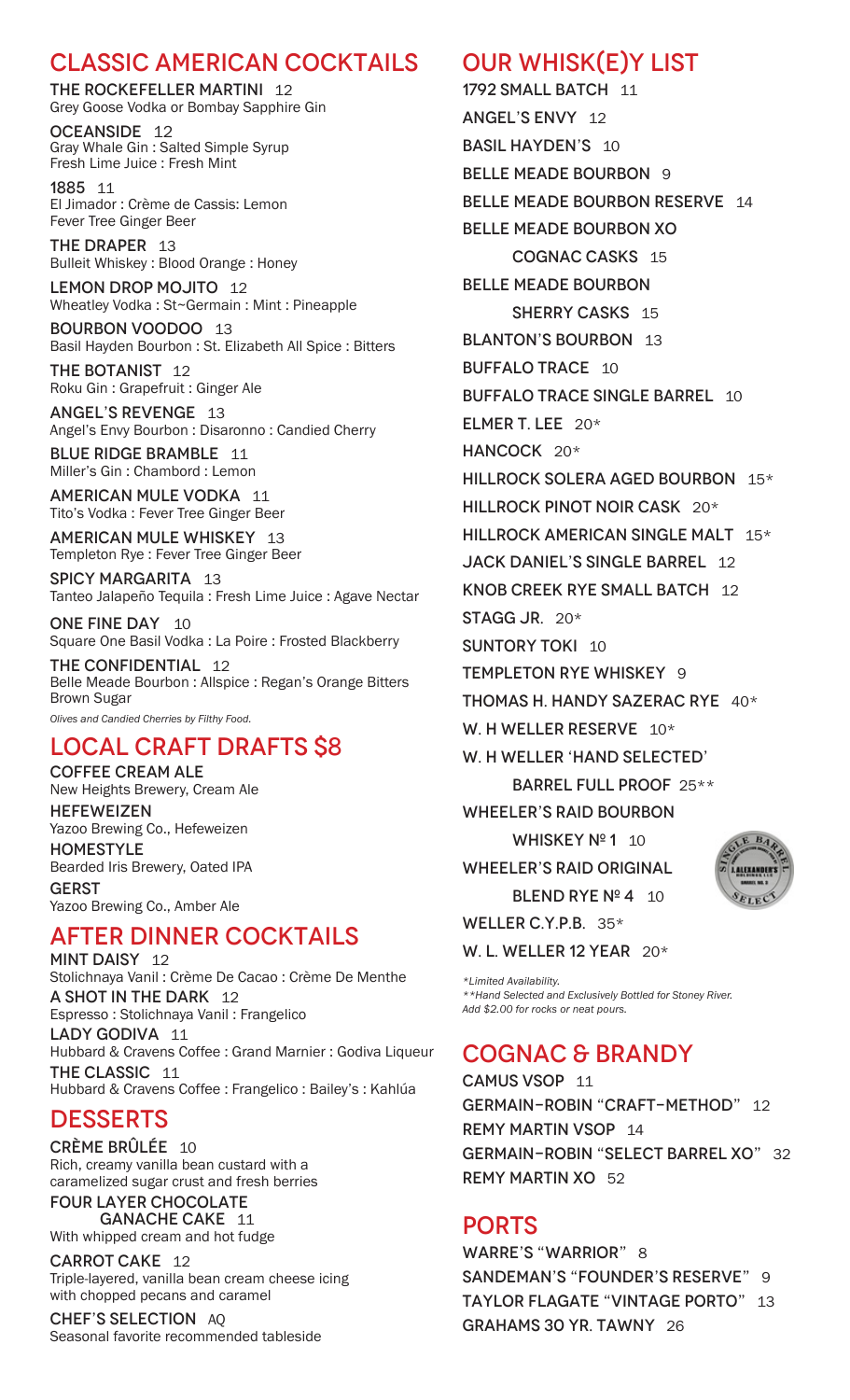## CLASSIC AMERICAN COCKTAILS

**THE ROCKEFELLER MARTINI** 12
Grey Goose Vodka or Bombay Sapphire Gin

**OCEANSIDE** 12
Gray Whale Gin : Salted Simple Syrup
Fresh Lime Juice : Fresh Mint

**1885** 11
El Jimador : Crème de Cassis: Lemon
Fever Tree Ginger Beer

**THE DRAPER** 13
Bulleit Whiskey : Blood Orange : Honey

**LEMON DROP MOJITO** 12
Wheatley Vodka : St~Germain : Mint : Pineapple

**BOURBON VOODOO** 13
Basil Hayden Bourbon : St. Elizabeth All Spice : Bitters

**THE BOTANIST** 12
Roku Gin : Grapefruit : Ginger Ale

**ANGEL'S REVENGE** 13
Angel's Envy Bourbon : Disaronno : Candied Cherry

**BLUE RIDGE BRAMBLE** 11
Miller's Gin : Chambord : Lemon

**AMERICAN MULE VODKA** 11
Tito's Vodka : Fever Tree Ginger Beer

**AMERICAN MULE WHISKEY** 13
Templeton Rye : Fever Tree Ginger Beer

**SPICY MARGARITA** 13
Tanteo Jalapeño Tequila : Fresh Lime Juice : Agave Nectar

**ONE FINE DAY** 10
Square One Basil Vodka : La Poire : Frosted Blackberry

**THE CONFIDENTIAL** 12
Belle Meade Bourbon : Allspice : Regan's Orange Bitters
Brown Sugar

*Olives and Candied Cherries by Filthy Food.*

## LOCAL CRAFT DRAFTS $8

**COFFEE CREAM ALE**
New Heights Brewery, Cream Ale

**HEFEWEIZEN**
Yazoo Brewing Co., Hefeweizen

**HOMESTYLE**
Bearded Iris Brewery, Oated IPA

**GERST**
Yazoo Brewing Co., Amber Ale

## AFTER DINNER COCKTAILS

**MINT DAISY** 12
Stolichnaya Vanil : Crème De Cacao : Crème De Menthe

**A SHOT IN THE DARK** 12
Espresso : Stolichnaya Vanil : Frangelico

**LADY GODIVA** 11
Hubbard & Cravens Coffee : Grand Marnier : Godiva Liqueur

**THE CLASSIC** 11
Hubbard & Cravens Coffee : Frangelico : Bailey's : Kahlúa

## DESSERTS

**CRÈME BRÛLÉE** 10
Rich, creamy vanilla bean custard with a caramelized sugar crust and fresh berries

**FOUR LAYER CHOCOLATE GANACHE CAKE** 11
With whipped cream and hot fudge

**CARROT CAKE** 12
Triple-layered, vanilla bean cream cheese icing with chopped pecans and caramel

**CHEF'S SELECTION** AQ
Seasonal favorite recommended tableside

## OUR WHISK(E)Y LIST

- 1792 SMALL BATCH 11
- ANGEL'S ENVY 12
- BASIL HAYDEN'S 10
- BELLE MEADE BOURBON 9
- BELLE MEADE BOURBON RESERVE 14
- BELLE MEADE BOURBON XO COGNAC CASKS 15
- BELLE MEADE BOURBON SHERRY CASKS 15
- BLANTON'S BOURBON 13
- BUFFALO TRACE 10
- BUFFALO TRACE SINGLE BARREL 10
- ELMER T. LEE 20*
- HANCOCK 20*
- HILLROCK SOLERA AGED BOURBON 15*
- HILLROCK PINOT NOIR CASK 20*
- HILLROCK AMERICAN SINGLE MALT 15*
- JACK DANIEL'S SINGLE BARREL 12
- KNOB CREEK RYE SMALL BATCH 12
- STAGG JR. 20*
- SUNTORY TOKI 10
- TEMPLETON RYE WHISKEY 9
- THOMAS H. HANDY SAZERAC RYE 40*
- W. H WELLER RESERVE 10*
- W. H WELLER 'HAND SELECTED' BARREL FULL PROOF 25**
- WHEELER'S RAID BOURBON WHISKEY Nº 1 10
- WHEELER'S RAID ORIGINAL BLEND RYE Nº 4 10
- WELLER C.Y.P.B. 35*
- W. L. WELLER 12 YEAR 20*

*Limited Availability.*
***Hand Selected and Exclusively Bottled for Stoney River.*
*Add $2.00 for rocks or neat pours.*

## COGNAC & BRANDY

- CAMUS VSOP 11
- GERMAIN-ROBIN "CRAFT-METHOD" 12
- REMY MARTIN VSOP 14
- GERMAIN-ROBIN "SELECT BARREL XO" 32
- REMY MARTIN XO 52

## PORTS

- WARRE'S "WARRIOR" 8
- SANDEMAN'S "FOUNDER'S RESERVE" 9
- TAYLOR FLAGATE "VINTAGE PORTO" 13
- GRAHAMS 30 YR. TAWNY 26